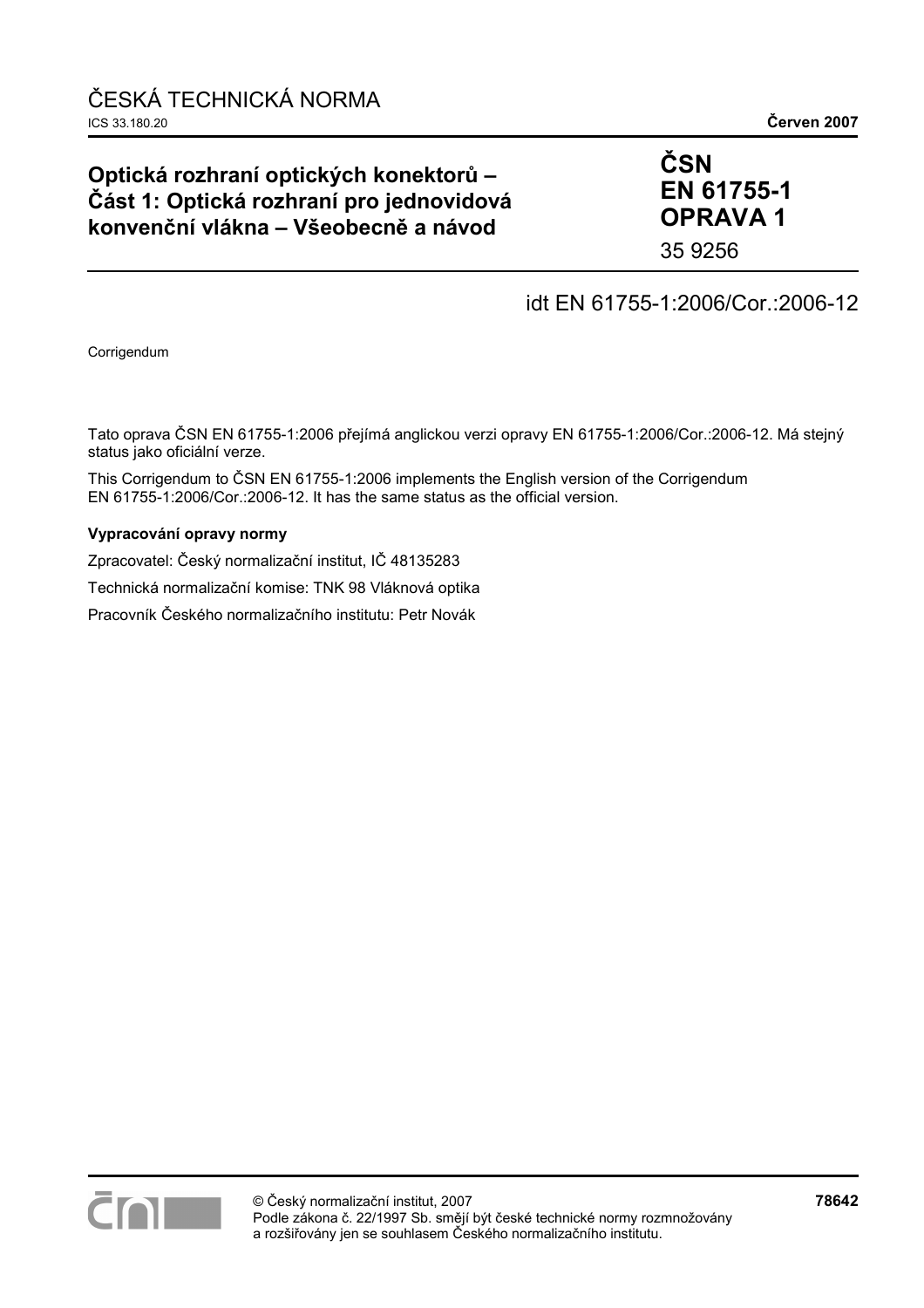ČESKÁ TECHNICKÁ NORMA

ICS 33.180.20 **Červen 2007**

# Optická rozhraní optických konektorů – Část 1: Optická rozhraní pro jednovidová konvenční vlákna – Všeobecně a návod

**ČSN EN 61755-1 OPRAVA 1**

35 9256

idt EN 61755-1:2006/Cor.:2006-12

Corrigendum

Tato oprava ČSN EN 61755-1:2006 přejímá anglickou verzi opravy EN 61755-1:2006/Cor.:2006-12. Má stejný status jako oficiální verze.

This Corrigendum to ČSN EN 61755-1:2006 implements the English version of the Corrigendum EN 61755-1:2006/Cor.:2006-12. It has the same status as the official version.

**Vypracování opravy normy**

Zpracovatel: Český normalizační institut, IČ 48135283

Technická normalizační komise: TNK 98 Vláknová optika

Pracovník Českého normalizačního institutu: Petr Novák

© Český normalizační institut, 2007
Podle zákona č. 22/1997 Sb. smějí být české technické normy rozmnožovány a rozšiřovány jen se souhlasem Českého normalizačního institutu.

**78642**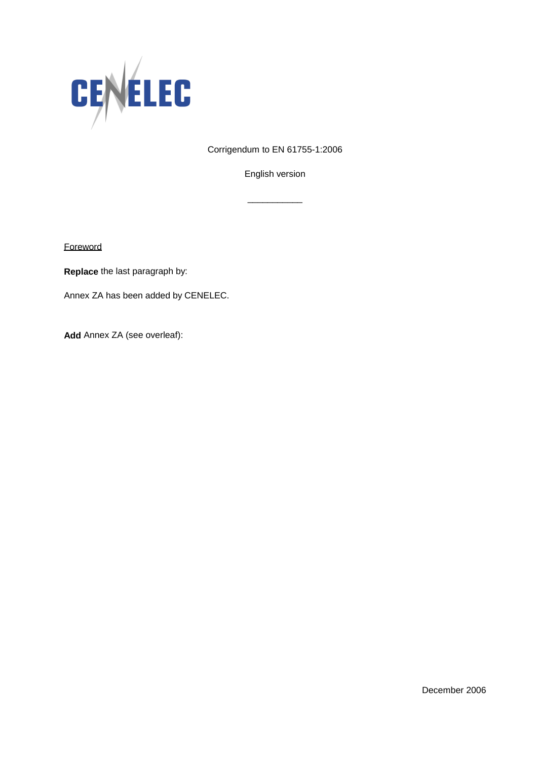CENELEC

Corrigendum to EN 61755-1:2006

English version

___________

Foreword

**Replace** the last paragraph by:

Annex ZA has been added by CENELEC.

**Add** Annex ZA (see overleaf):

December 2006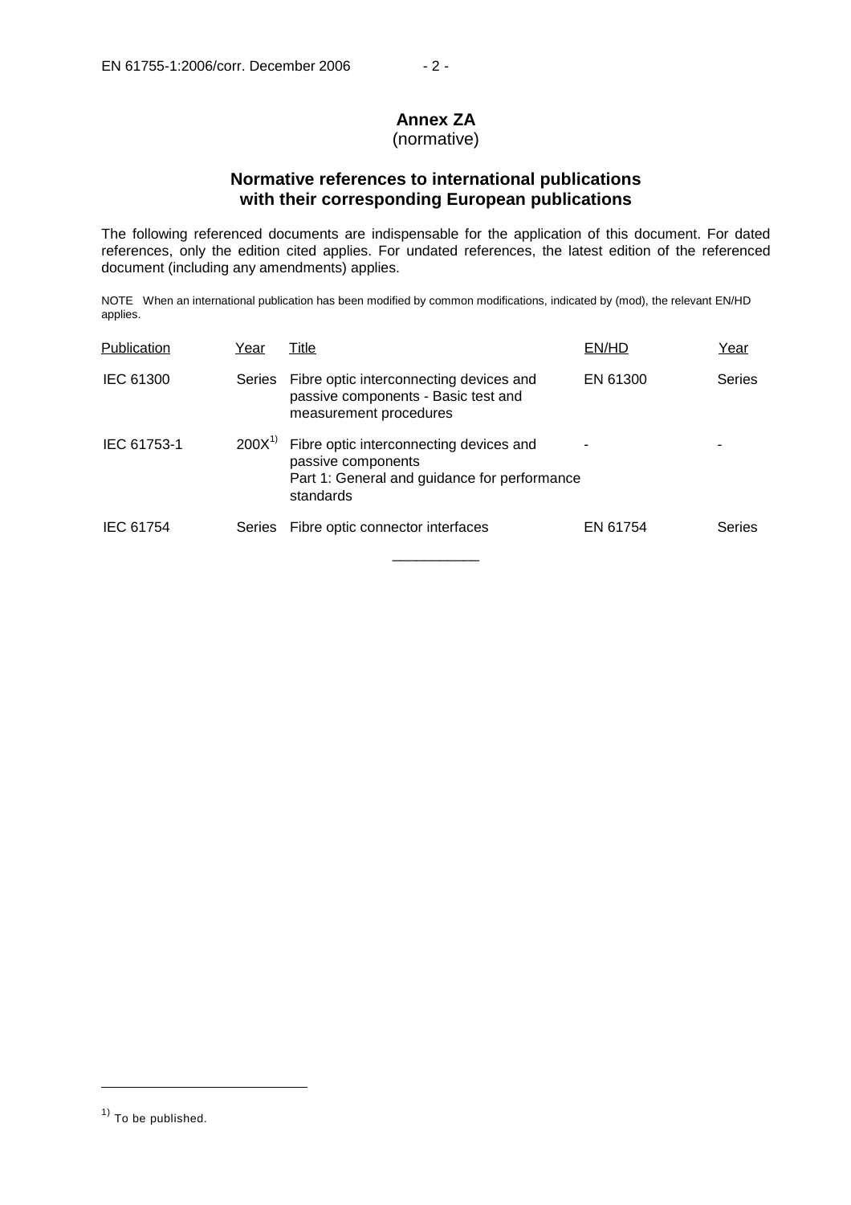# Annex ZA
(normative)

## Normative references to international publications with their corresponding European publications

The following referenced documents are indispensable for the application of this document. For dated references, only the edition cited applies. For undated references, the latest edition of the referenced document (including any amendments) applies.

NOTE When an international publication has been modified by common modifications, indicated by (mod), the relevant EN/HD applies.

| Publication | Year | Title | EN/HD | Year |
|---|---|---|---|---|
| IEC 61300 | Series | Fibre optic interconnecting devices and passive components - Basic test and measurement procedures | EN 61300 | Series |
| IEC 61753-1 | 200X[1)] | Fibre optic interconnecting devices and passive components<br>Part 1: General and guidance for performance standards | - | - |
| IEC 61754 | Series | Fibre optic connector interfaces | EN 61754 | Series |

___________

[1)] To be published.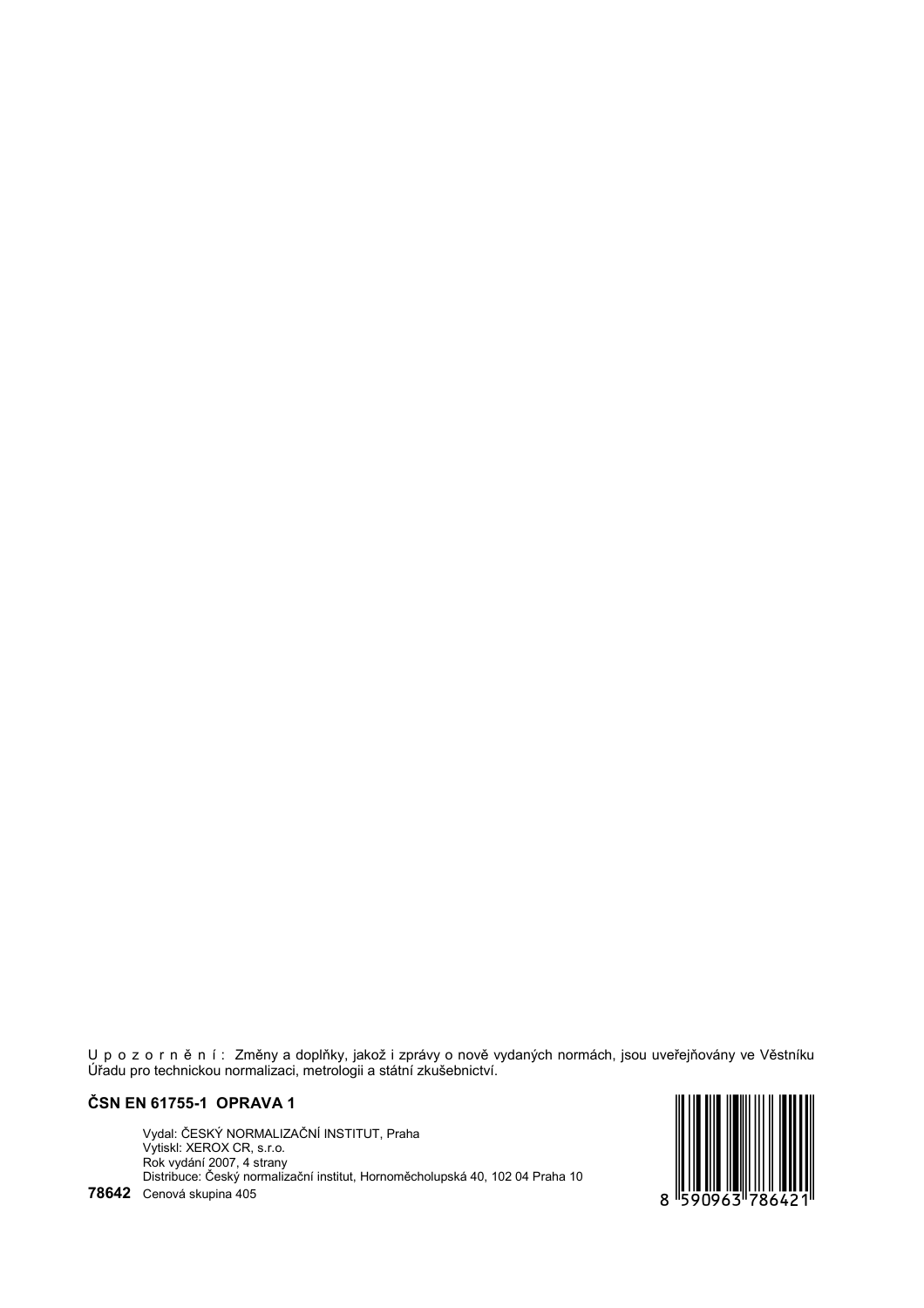U p o z o r n ě n í : Změny a doplňky, jakož i zprávy o nově vydaných normách, jsou uveřejňovány ve Věstníku Úřadu pro technickou normalizaci, metrologii a státní zkušebnictví.

**ČSN EN 61755-1 OPRAVA 1**

Vydal: ČESKÝ NORMALIZAČNÍ INSTITUT, Praha
Vytiskl: XEROX CR, s.r.o.
Rok vydání 2007, 4 strany
Distribuce: Český normalizační institut, Hornoměcholupská 40, 102 04 Praha 10

**78642** Cenová skupina 405

8 590963 786421